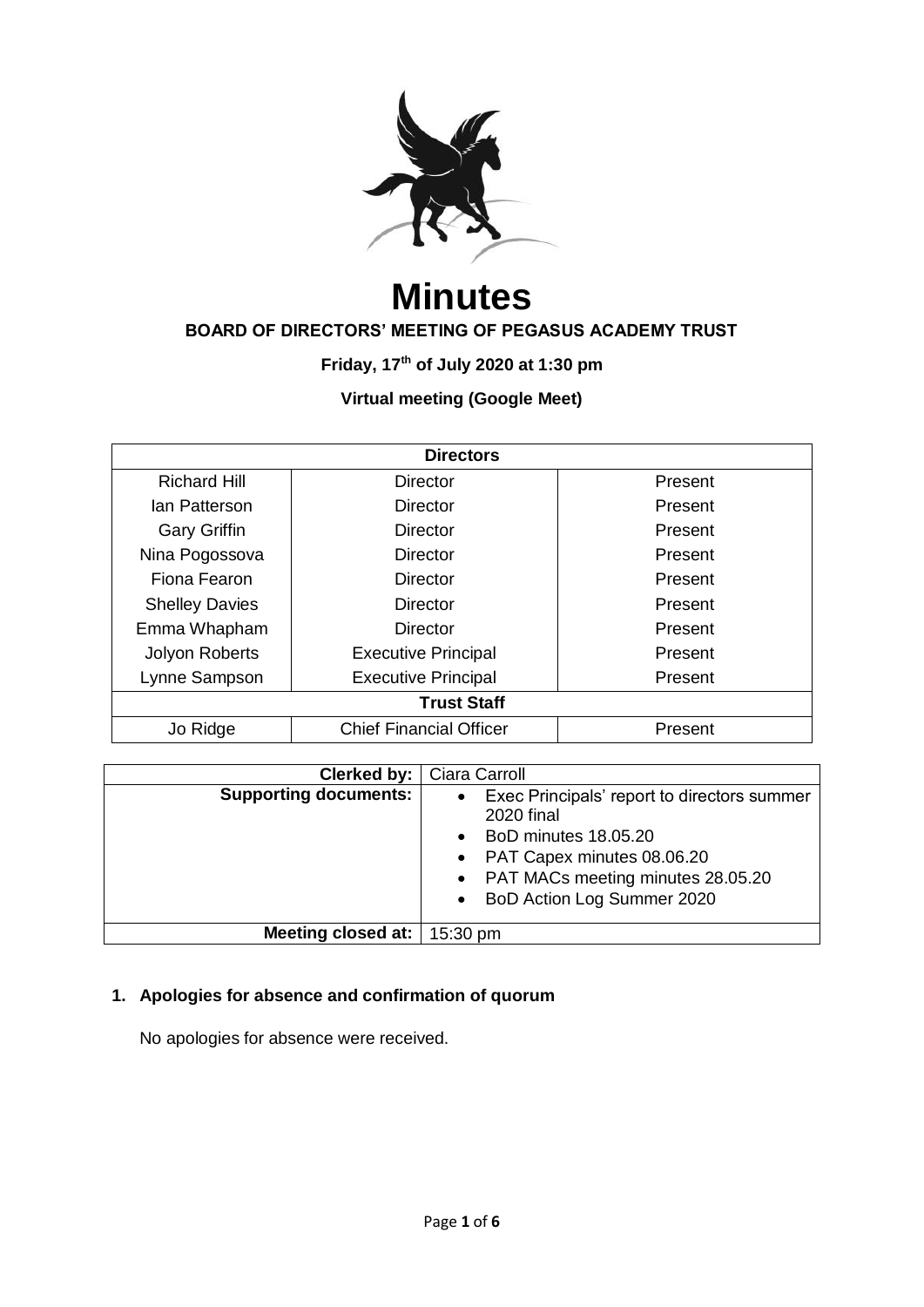# Minutes

**BOARD OF DIRECTORS' MEETING OF PEGASUS ACADEMY TRUST**

**Friday, 17th of July 2020 at 1:30 pm**

**Virtual meeting (Google Meet)**

| **Directors** | | |
|---|---|---|
| Richard Hill | Director | Present |
| Ian Patterson | Director | Present |
| Gary Griffin | Director | Present |
| Nina Pogossova | Director | Present |
| Fiona Fearon | Director | Present |
| Shelley Davies | Director | Present |
| Emma Whapham | Director | Present |
| Jolyon Roberts | Executive Principal | Present |
| Lynne Sampson | Executive Principal | Present |
| **Trust Staff** | | |
| Jo Ridge | Chief Financial Officer | Present |

| **Clerked by:** | Ciara Carroll |
|---|---|
| **Supporting documents:** | • Exec Principals' report to directors summer 2020 final<br>• BoD minutes 18.05.20<br>• PAT Capex minutes 08.06.20<br>• PAT MACs meeting minutes 28.05.20<br>• BoD Action Log Summer 2020 |
| **Meeting closed at:** | 15:30 pm |

## 1. Apologies for absence and confirmation of quorum

No apologies for absence were received.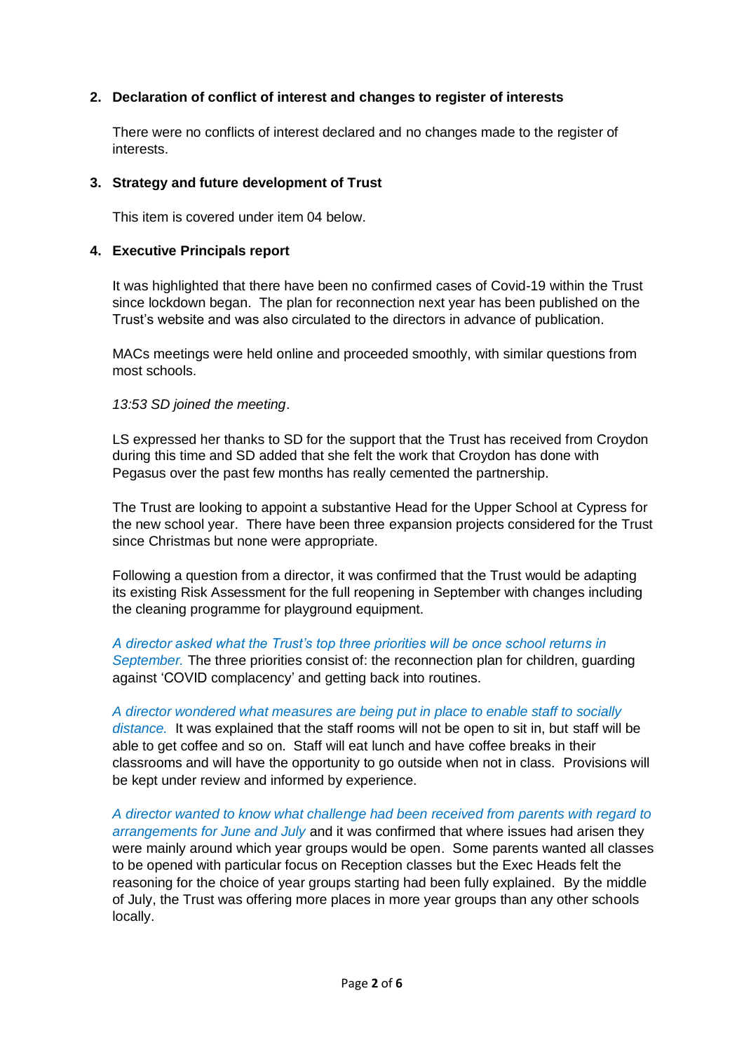**2. Declaration of conflict of interest and changes to register of interests**

There were no conflicts of interest declared and no changes made to the register of interests.

**3. Strategy and future development of Trust**

This item is covered under item 04 below.

**4. Executive Principals report**

It was highlighted that there have been no confirmed cases of Covid-19 within the Trust since lockdown began. The plan for reconnection next year has been published on the Trust's website and was also circulated to the directors in advance of publication.

MACs meetings were held online and proceeded smoothly, with similar questions from most schools.

*13:53 SD joined the meeting*.

LS expressed her thanks to SD for the support that the Trust has received from Croydon during this time and SD added that she felt the work that Croydon has done with Pegasus over the past few months has really cemented the partnership.

The Trust are looking to appoint a substantive Head for the Upper School at Cypress for the new school year. There have been three expansion projects considered for the Trust since Christmas but none were appropriate.

Following a question from a director, it was confirmed that the Trust would be adapting its existing Risk Assessment for the full reopening in September with changes including the cleaning programme for playground equipment.

*A director asked what the Trust's top three priorities will be once school returns in September.* The three priorities consist of: the reconnection plan for children, guarding against 'COVID complacency' and getting back into routines.

*A director wondered what measures are being put in place to enable staff to socially distance.* It was explained that the staff rooms will not be open to sit in, but staff will be able to get coffee and so on. Staff will eat lunch and have coffee breaks in their classrooms and will have the opportunity to go outside when not in class. Provisions will be kept under review and informed by experience.

*A director wanted to know what challenge had been received from parents with regard to arrangements for June and July* and it was confirmed that where issues had arisen they were mainly around which year groups would be open. Some parents wanted all classes to be opened with particular focus on Reception classes but the Exec Heads felt the reasoning for the choice of year groups starting had been fully explained. By the middle of July, the Trust was offering more places in more year groups than any other schools locally.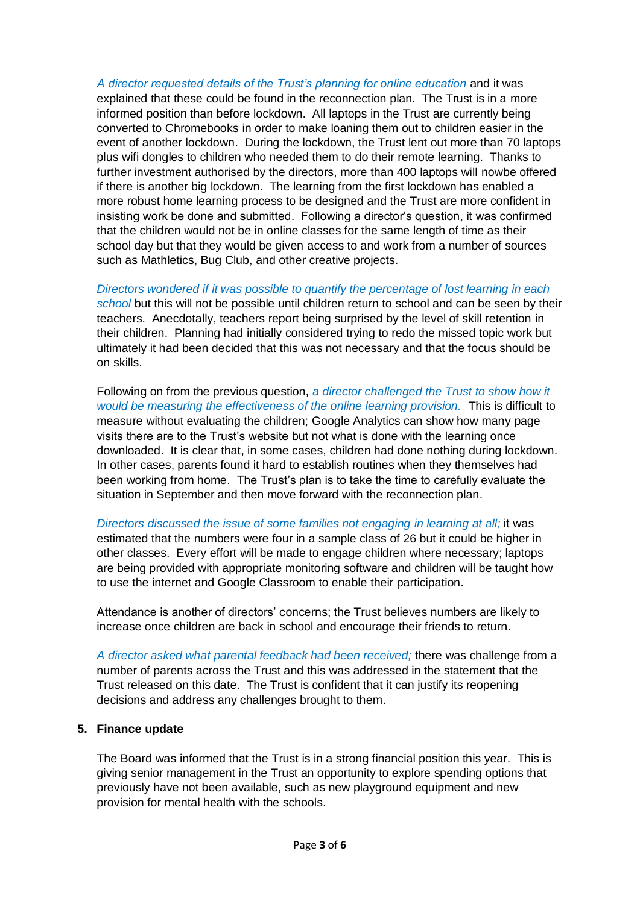*A director requested details of the Trust's planning for online education* and it was explained that these could be found in the reconnection plan. The Trust is in a more informed position than before lockdown. All laptops in the Trust are currently being converted to Chromebooks in order to make loaning them out to children easier in the event of another lockdown. During the lockdown, the Trust lent out more than 70 laptops plus wifi dongles to children who needed them to do their remote learning. Thanks to further investment authorised by the directors, more than 400 laptops will nowbe offered if there is another big lockdown. The learning from the first lockdown has enabled a more robust home learning process to be designed and the Trust are more confident in insisting work be done and submitted. Following a director's question, it was confirmed that the children would not be in online classes for the same length of time as their school day but that they would be given access to and work from a number of sources such as Mathletics, Bug Club, and other creative projects.

*Directors wondered if it was possible to quantify the percentage of lost learning in each school* but this will not be possible until children return to school and can be seen by their teachers. Anecdotally, teachers report being surprised by the level of skill retention in their children. Planning had initially considered trying to redo the missed topic work but ultimately it had been decided that this was not necessary and that the focus should be on skills.

Following on from the previous question, *a director challenged the Trust to show how it would be measuring the effectiveness of the online learning provision.* This is difficult to measure without evaluating the children; Google Analytics can show how many page visits there are to the Trust's website but not what is done with the learning once downloaded. It is clear that, in some cases, children had done nothing during lockdown. In other cases, parents found it hard to establish routines when they themselves had been working from home. The Trust's plan is to take the time to carefully evaluate the situation in September and then move forward with the reconnection plan.

*Directors discussed the issue of some families not engaging in learning at all;* it was estimated that the numbers were four in a sample class of 26 but it could be higher in other classes. Every effort will be made to engage children where necessary; laptops are being provided with appropriate monitoring software and children will be taught how to use the internet and Google Classroom to enable their participation.

Attendance is another of directors' concerns; the Trust believes numbers are likely to increase once children are back in school and encourage their friends to return.

*A director asked what parental feedback had been received;* there was challenge from a number of parents across the Trust and this was addressed in the statement that the Trust released on this date. The Trust is confident that it can justify its reopening decisions and address any challenges brought to them.

## 5. Finance update

The Board was informed that the Trust is in a strong financial position this year. This is giving senior management in the Trust an opportunity to explore spending options that previously have not been available, such as new playground equipment and new provision for mental health with the schools.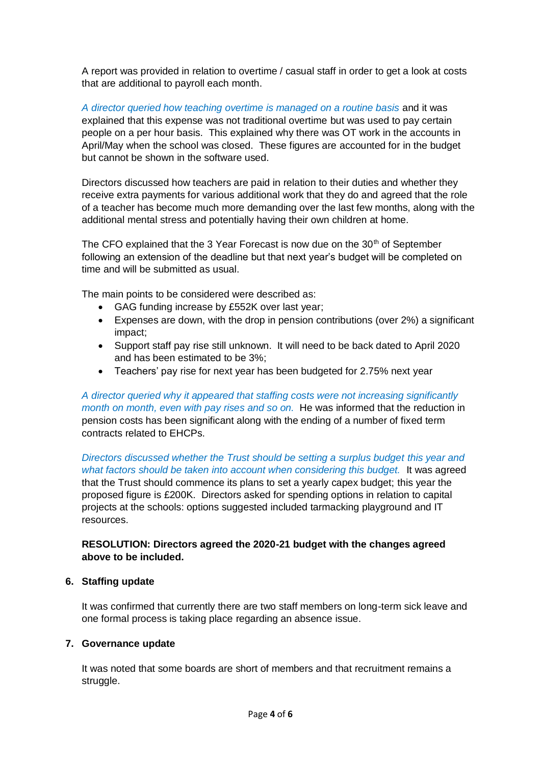A report was provided in relation to overtime / casual staff in order to get a look at costs that are additional to payroll each month.

*A director queried how teaching overtime is managed on a routine basis* and it was explained that this expense was not traditional overtime but was used to pay certain people on a per hour basis. This explained why there was OT work in the accounts in April/May when the school was closed. These figures are accounted for in the budget but cannot be shown in the software used.

Directors discussed how teachers are paid in relation to their duties and whether they receive extra payments for various additional work that they do and agreed that the role of a teacher has become much more demanding over the last few months, along with the additional mental stress and potentially having their own children at home.

The CFO explained that the 3 Year Forecast is now due on the 30th of September following an extension of the deadline but that next year's budget will be completed on time and will be submitted as usual.

The main points to be considered were described as:

- GAG funding increase by £552K over last year;
- Expenses are down, with the drop in pension contributions (over 2%) a significant impact;
- Support staff pay rise still unknown. It will need to be back dated to April 2020 and has been estimated to be 3%;
- Teachers' pay rise for next year has been budgeted for 2.75% next year

*A director queried why it appeared that staffing costs were not increasing significantly month on month, even with pay rises and so on.* He was informed that the reduction in pension costs has been significant along with the ending of a number of fixed term contracts related to EHCPs.

*Directors discussed whether the Trust should be setting a surplus budget this year and what factors should be taken into account when considering this budget.* It was agreed that the Trust should commence its plans to set a yearly capex budget; this year the proposed figure is £200K. Directors asked for spending options in relation to capital projects at the schools: options suggested included tarmacking playground and IT resources.

**RESOLUTION: Directors agreed the 2020-21 budget with the changes agreed above to be included.**

## 6. Staffing update

It was confirmed that currently there are two staff members on long-term sick leave and one formal process is taking place regarding an absence issue.

## 7. Governance update

It was noted that some boards are short of members and that recruitment remains a struggle.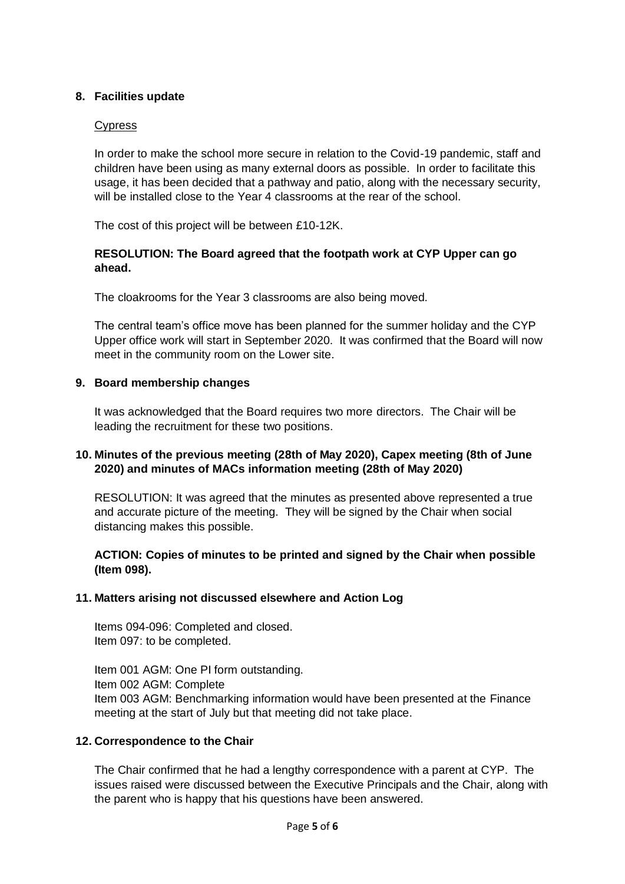## 8. Facilities update

Cypress

In order to make the school more secure in relation to the Covid-19 pandemic, staff and children have been using as many external doors as possible. In order to facilitate this usage, it has been decided that a pathway and patio, along with the necessary security, will be installed close to the Year 4 classrooms at the rear of the school.

The cost of this project will be between £10-12K.

**RESOLUTION: The Board agreed that the footpath work at CYP Upper can go ahead.**

The cloakrooms for the Year 3 classrooms are also being moved.

The central team's office move has been planned for the summer holiday and the CYP Upper office work will start in September 2020. It was confirmed that the Board will now meet in the community room on the Lower site.

## 9. Board membership changes

It was acknowledged that the Board requires two more directors. The Chair will be leading the recruitment for these two positions.

## 10. Minutes of the previous meeting (28th of May 2020), Capex meeting (8th of June 2020) and minutes of MACs information meeting (28th of May 2020)

RESOLUTION: It was agreed that the minutes as presented above represented a true and accurate picture of the meeting. They will be signed by the Chair when social distancing makes this possible.

**ACTION: Copies of minutes to be printed and signed by the Chair when possible (Item 098).**

## 11. Matters arising not discussed elsewhere and Action Log

Items 094-096: Completed and closed.
Item 097: to be completed.

Item 001 AGM: One PI form outstanding.
Item 002 AGM: Complete
Item 003 AGM: Benchmarking information would have been presented at the Finance meeting at the start of July but that meeting did not take place.

## 12. Correspondence to the Chair

The Chair confirmed that he had a lengthy correspondence with a parent at CYP. The issues raised were discussed between the Executive Principals and the Chair, along with the parent who is happy that his questions have been answered.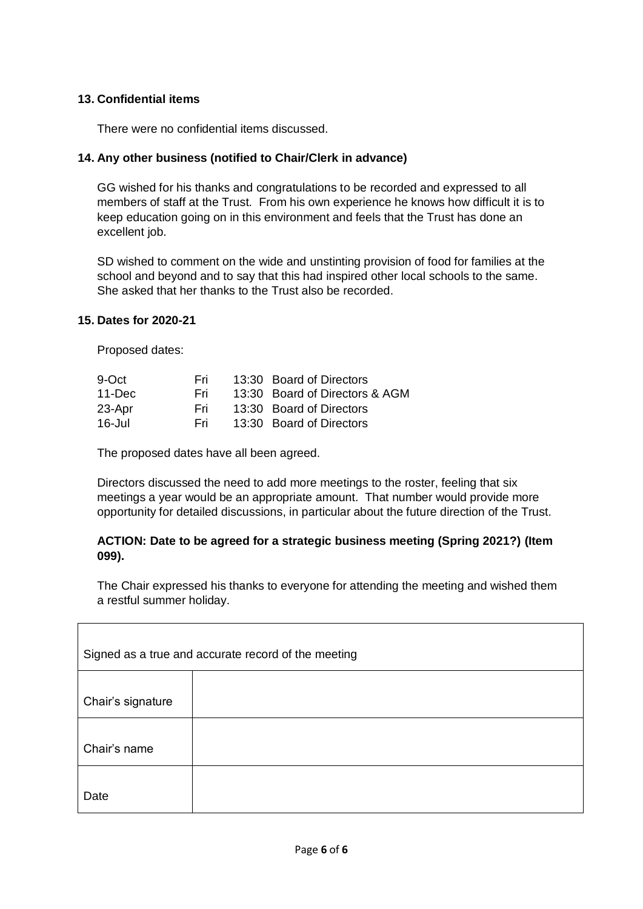**13. Confidential items**

There were no confidential items discussed.

**14. Any other business (notified to Chair/Clerk in advance)**

GG wished for his thanks and congratulations to be recorded and expressed to all members of staff at the Trust. From his own experience he knows how difficult it is to keep education going on in this environment and feels that the Trust has done an excellent job.

SD wished to comment on the wide and unstinting provision of food for families at the school and beyond and to say that this had inspired other local schools to the same. She asked that her thanks to the Trust also be recorded.

**15. Dates for 2020-21**

Proposed dates:

| | | | |
|---|---|---|---|
| 9-Oct | Fri | 13:30 | Board of Directors |
| 11-Dec | Fri | 13:30 | Board of Directors & AGM |
| 23-Apr | Fri | 13:30 | Board of Directors |
| 16-Jul | Fri | 13:30 | Board of Directors |

The proposed dates have all been agreed.

Directors discussed the need to add more meetings to the roster, feeling that six meetings a year would be an appropriate amount. That number would provide more opportunity for detailed discussions, in particular about the future direction of the Trust.

**ACTION: Date to be agreed for a strategic business meeting (Spring 2021?) (Item 099).**

The Chair expressed his thanks to everyone for attending the meeting and wished them a restful summer holiday.

| Signed as a true and accurate record of the meeting | |
|---|---|
| Chair's signature | |
| Chair's name | |
| Date | |